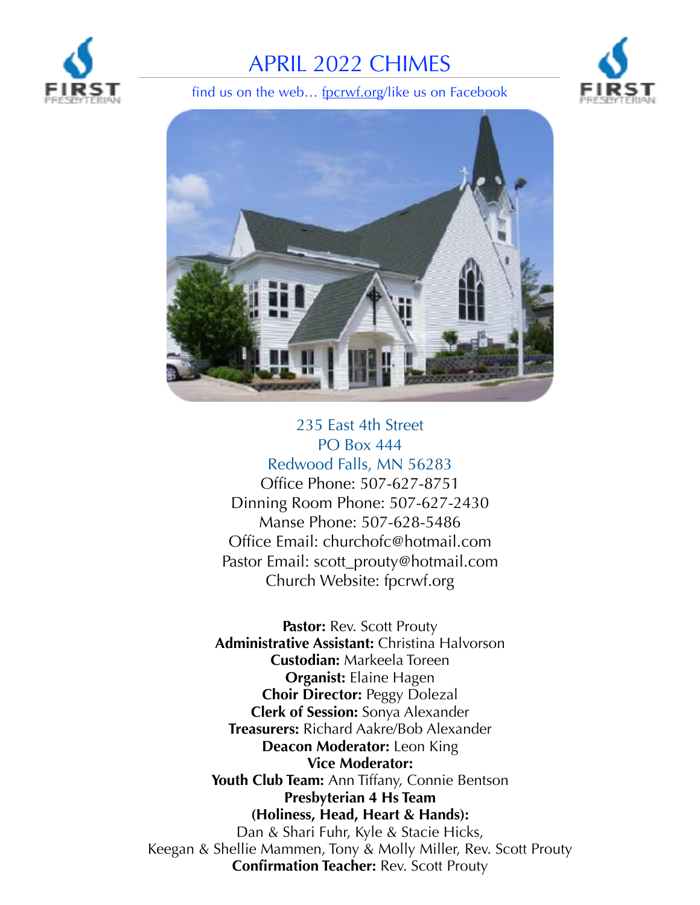# APRIL 2022 CHIMES

find us on the web… fpcrwf.org/like us on Facebook

235 East 4th Street
PO Box 444
Redwood Falls, MN 56283
Office Phone: 507-627-8751
Dinning Room Phone: 507-627-2430
Manse Phone: 507-628-5486
Office Email: churchofc@hotmail.com
Pastor Email: scott_prouty@hotmail.com
Church Website: fpcrwf.org

**Pastor:** Rev. Scott Prouty
**Administrative Assistant:** Christina Halvorson
**Custodian:** Markeela Toreen
**Organist:** Elaine Hagen
**Choir Director:** Peggy Dolezal
**Clerk of Session:** Sonya Alexander
**Treasurers:** Richard Aakre/Bob Alexander
**Deacon Moderator:** Leon King
**Vice Moderator:**
**Youth Club Team:** Ann Tiffany, Connie Bentson
**Presbyterian 4 Hs Team**
**(Holiness, Head, Heart & Hands):**
Dan & Shari Fuhr, Kyle & Stacie Hicks,
Keegan & Shellie Mammen, Tony & Molly Miller, Rev. Scott Prouty
**Confirmation Teacher:** Rev. Scott Prouty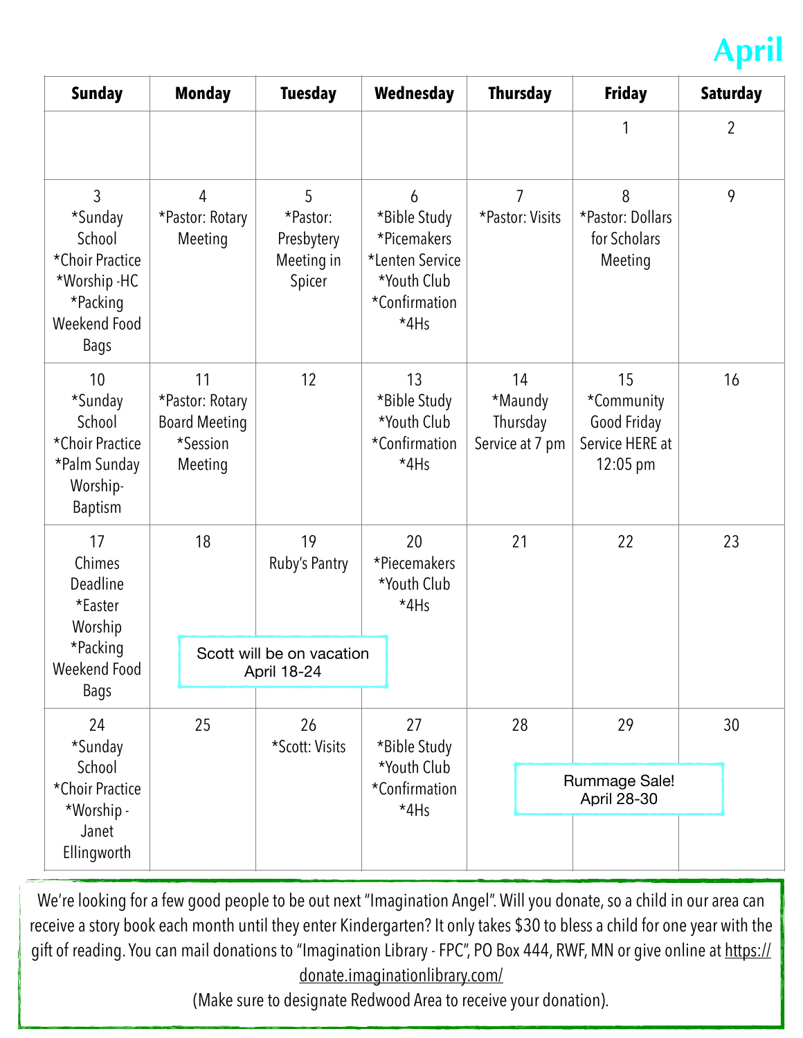# April

| Sunday | Monday | Tuesday | Wednesday | Thursday | Friday | Saturday |
|---|---|---|---|---|---|---|
| | | | | | 1 | 2 |
| 3 *Sunday School *Choir Practice *Worship -HC *Packing Weekend Food Bags | 4 *Pastor: Rotary Meeting | 5 *Pastor: Presbytery Meeting in Spicer | 6 *Bible Study *Picemakers *Lenten Service *Youth Club *Confirmation *4Hs | 7 *Pastor: Visits | 8 *Pastor: Dollars for Scholars Meeting | 9 |
| 10 *Sunday School *Choir Practice *Palm Sunday Worship- Baptism | 11 *Pastor: Rotary Board Meeting *Session Meeting | 12 | 13 *Bible Study *Youth Club *Confirmation *4Hs | 14 *Maundy Thursday Service at 7 pm | 15 *Community Good Friday Service HERE at 12:05 pm | 16 |
| 17 Chimes Deadline *Easter Worship *Packing Weekend Food Bags | 18 | 19 Ruby's Pantry | 20 *Piecemakers *Youth Club *4Hs | 21 | 22 | 23 |
| 24 *Sunday School *Choir Practice *Worship - Janet Ellingworth | 25 | 26 *Scott: Visits | 27 *Bible Study *Youth Club *Confirmation *4Hs | 28 | 29 | 30 |

Scott will be on vacation April 18-24

Rummage Sale! April 28-30

We're looking for a few good people to be out next "Imagination Angel". Will you donate, so a child in our area can receive a story book each month until they enter Kindergarten? It only takes $30 to bless a child for one year with the gift of reading. You can mail donations to "Imagination Library - FPC", PO Box 444, RWF, MN or give online at https://donate.imaginationlibrary.com/

(Make sure to designate Redwood Area to receive your donation).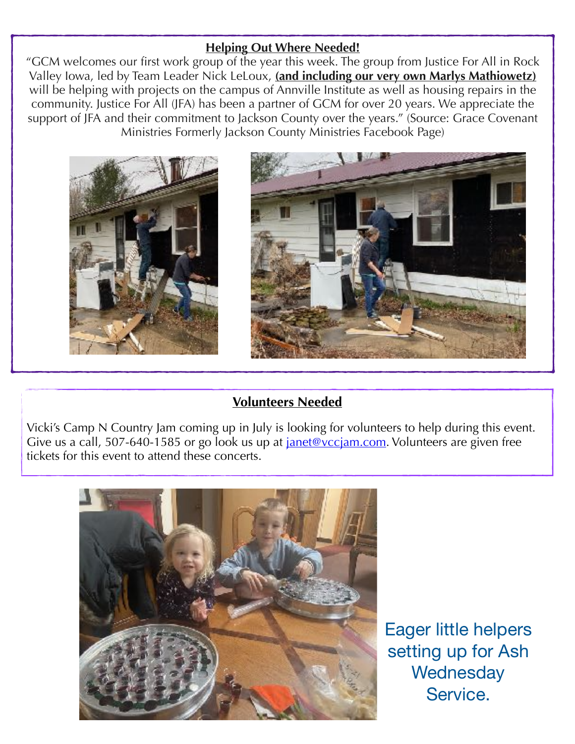## Helping Out Where Needed!

"GCM welcomes our first work group of the year this week. The group from Justice For All in Rock Valley Iowa, led by Team Leader Nick LeLoux, **(and including our very own Marlys Mathiowetz)** will be helping with projects on the campus of Annville Institute as well as housing repairs in the community. Justice For All (JFA) has been a partner of GCM for over 20 years. We appreciate the support of JFA and their commitment to Jackson County over the years." (Source: Grace Covenant Ministries Formerly Jackson County Ministries Facebook Page)

## Volunteers Needed

Vicki's Camp N Country Jam coming up in July is looking for volunteers to help during this event. Give us a call, 507-640-1585 or go look us up at [janet@vccjam.com](mailto:janet@vccjam.com). Volunteers are given free tickets for this event to attend these concerts.

Eager little helpers setting up for Ash Wednesday Service.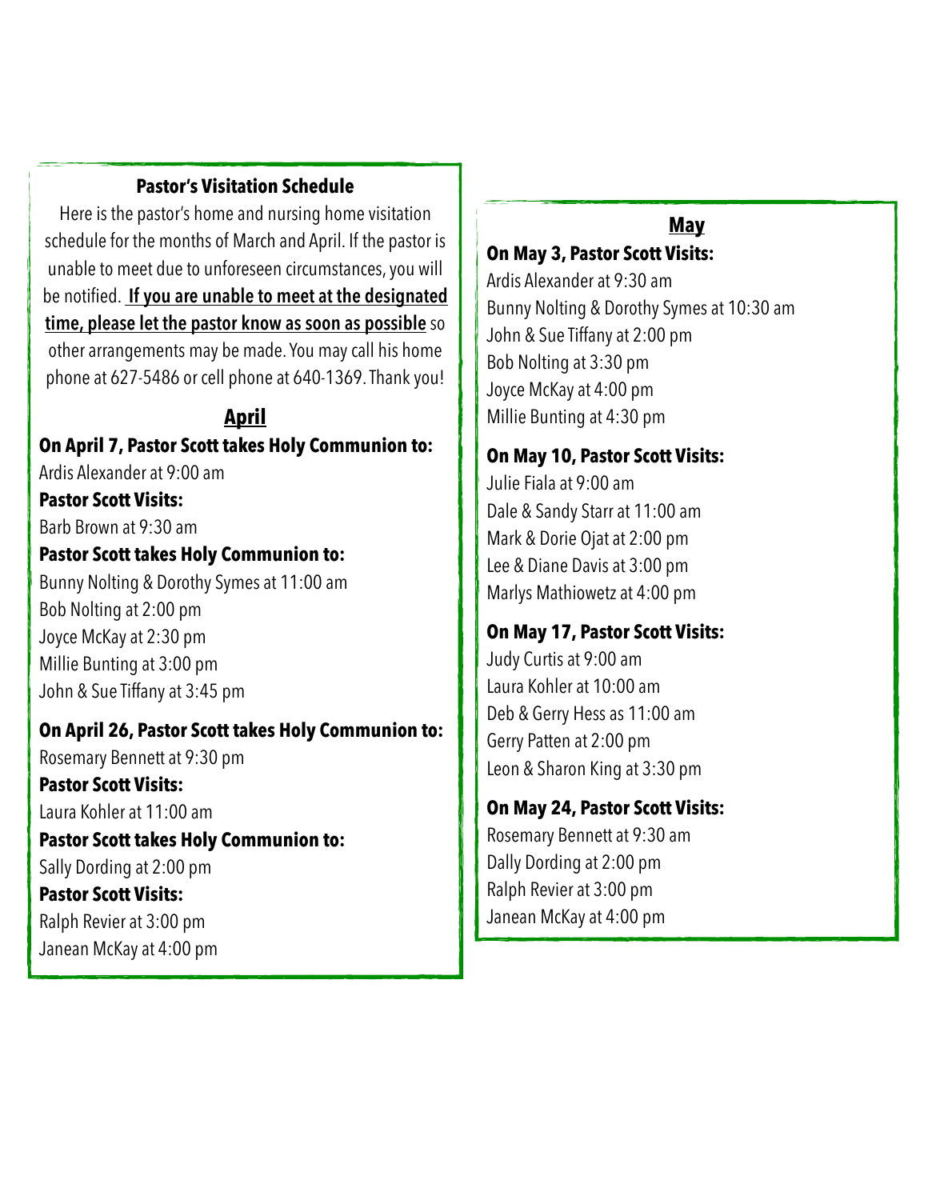## Pastor's Visitation Schedule

Here is the pastor's home and nursing home visitation schedule for the months of March and April. If the pastor is unable to meet due to unforeseen circumstances, you will be notified. **If you are unable to meet at the designated time, please let the pastor know as soon as possible** so other arrangements may be made. You may call his home phone at 627-5486 or cell phone at 640-1369. Thank you!

### April

**On April 7, Pastor Scott takes Holy Communion to:**
Ardis Alexander at 9:00 am
**Pastor Scott Visits:**
Barb Brown at 9:30 am
**Pastor Scott takes Holy Communion to:**
Bunny Nolting & Dorothy Symes at 11:00 am
Bob Nolting at 2:00 pm
Joyce McKay at 2:30 pm
Millie Bunting at 3:00 pm
John & Sue Tiffany at 3:45 pm

**On April 26, Pastor Scott takes Holy Communion to:**
Rosemary Bennett at 9:30 pm
**Pastor Scott Visits:**
Laura Kohler at 11:00 am
**Pastor Scott takes Holy Communion to:**
Sally Dording at 2:00 pm
**Pastor Scott Visits:**
Ralph Revier at 3:00 pm
Janean McKay at 4:00 pm

### May

**On May 3, Pastor Scott Visits:**
Ardis Alexander at 9:30 am
Bunny Nolting & Dorothy Symes at 10:30 am
John & Sue Tiffany at 2:00 pm
Bob Nolting at 3:30 pm
Joyce McKay at 4:00 pm
Millie Bunting at 4:30 pm

**On May 10, Pastor Scott Visits:**
Julie Fiala at 9:00 am
Dale & Sandy Starr at 11:00 am
Mark & Dorie Ojat at 2:00 pm
Lee & Diane Davis at 3:00 pm
Marlys Mathiowetz at 4:00 pm

**On May 17, Pastor Scott Visits:**
Judy Curtis at 9:00 am
Laura Kohler at 10:00 am
Deb & Gerry Hess as 11:00 am
Gerry Patten at 2:00 pm
Leon & Sharon King at 3:30 pm

**On May 24, Pastor Scott Visits:**
Rosemary Bennett at 9:30 am
Dally Dording at 2:00 pm
Ralph Revier at 3:00 pm
Janean McKay at 4:00 pm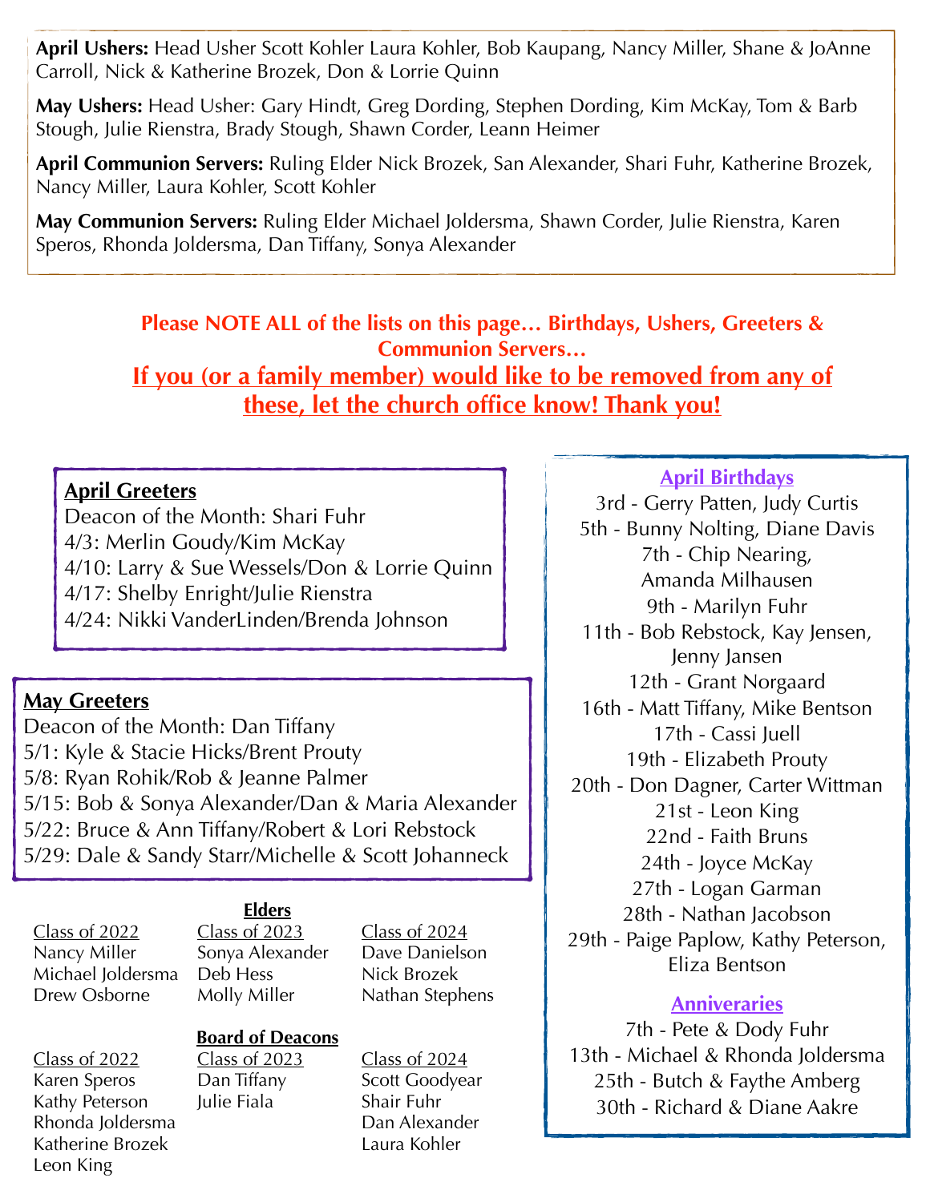**April Ushers:** Head Usher Scott Kohler Laura Kohler, Bob Kaupang, Nancy Miller, Shane & JoAnne Carroll, Nick & Katherine Brozek, Don & Lorrie Quinn

**May Ushers:** Head Usher: Gary Hindt, Greg Dording, Stephen Dording, Kim McKay, Tom & Barb Stough, Julie Rienstra, Brady Stough, Shawn Corder, Leann Heimer

**April Communion Servers:** Ruling Elder Nick Brozek, San Alexander, Shari Fuhr, Katherine Brozek, Nancy Miller, Laura Kohler, Scott Kohler

**May Communion Servers:** Ruling Elder Michael Joldersma, Shawn Corder, Julie Rienstra, Karen Speros, Rhonda Joldersma, Dan Tiffany, Sonya Alexander

**Please NOTE ALL of the lists on this page… Birthdays, Ushers, Greeters & Communion Servers…**

**If you (or a family member) would like to be removed from any of these, let the church office know! Thank you!**

## April Greeters

Deacon of the Month: Shari Fuhr
4/3: Merlin Goudy/Kim McKay
4/10: Larry & Sue Wessels/Don & Lorrie Quinn
4/17: Shelby Enright/Julie Rienstra
4/24: Nikki VanderLinden/Brenda Johnson

## May Greeters

Deacon of the Month: Dan Tiffany
5/1: Kyle & Stacie Hicks/Brent Prouty
5/8: Ryan Rohik/Rob & Jeanne Palmer
5/15: Bob & Sonya Alexander/Dan & Maria Alexander
5/22: Bruce & Ann Tiffany/Robert & Lori Rebstock
5/29: Dale & Sandy Starr/Michelle & Scott Johanneck

## Elders

| Class of 2022 | Class of 2023 | Class of 2024 |
|---|---|---|
| Nancy Miller | Sonya Alexander | Dave Danielson |
| Michael Joldersma | Deb Hess | Nick Brozek |
| Drew Osborne | Molly Miller | Nathan Stephens |

## Board of Deacons

| Class of 2022 | Class of 2023 | Class of 2024 |
|---|---|---|
| Karen Speros | Dan Tiffany | Scott Goodyear |
| Kathy Peterson | Julie Fiala | Shair Fuhr |
| Rhonda Joldersma | | Dan Alexander |
| Katherine Brozek | | Laura Kohler |
| Leon King | | |

## April Birthdays

3rd - Gerry Patten, Judy Curtis
5th - Bunny Nolting, Diane Davis
7th - Chip Nearing, Amanda Milhausen
9th - Marilyn Fuhr
11th - Bob Rebstock, Kay Jensen, Jenny Jansen
12th - Grant Norgaard
16th - Matt Tiffany, Mike Bentson
17th - Cassi Juell
19th - Elizabeth Prouty
20th - Don Dagner, Carter Wittman
21st - Leon King
22nd - Faith Bruns
24th - Joyce McKay
27th - Logan Garman
28th - Nathan Jacobson
29th - Paige Paplow, Kathy Peterson, Eliza Bentson

## Anniveraries

7th - Pete & Dody Fuhr
13th - Michael & Rhonda Joldersma
25th - Butch & Faythe Amberg
30th - Richard & Diane Aakre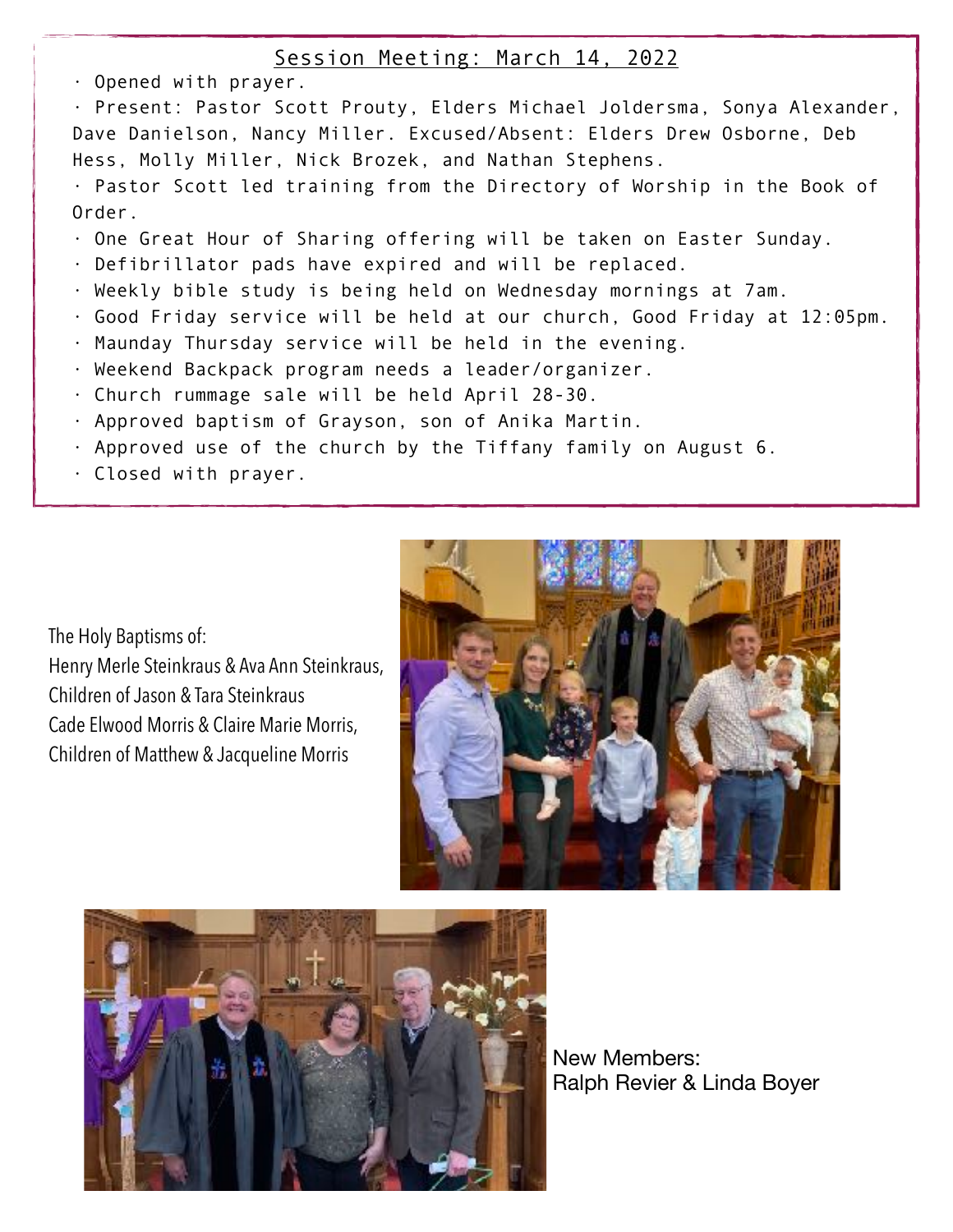## Session Meeting: March 14, 2022

- Opened with prayer.
- Present: Pastor Scott Prouty, Elders Michael Joldersma, Sonya Alexander, Dave Danielson, Nancy Miller. Excused/Absent: Elders Drew Osborne, Deb Hess, Molly Miller, Nick Brozek, and Nathan Stephens.
- Pastor Scott led training from the Directory of Worship in the Book of Order.
- One Great Hour of Sharing offering will be taken on Easter Sunday.
- Defibrillator pads have expired and will be replaced.
- Weekly bible study is being held on Wednesday mornings at 7am.
- Good Friday service will be held at our church, Good Friday at 12:05pm.
- Maunday Thursday service will be held in the evening.
- Weekend Backpack program needs a leader/organizer.
- Church rummage sale will be held April 28-30.
- Approved baptism of Grayson, son of Anika Martin.
- Approved use of the church by the Tiffany family on August 6.
- Closed with prayer.

The Holy Baptisms of:
Henry Merle Steinkraus & Ava Ann Steinkraus,
Children of Jason & Tara Steinkraus
Cade Elwood Morris & Claire Marie Morris,
Children of Matthew & Jacqueline Morris

New Members:
Ralph Revier & Linda Boyer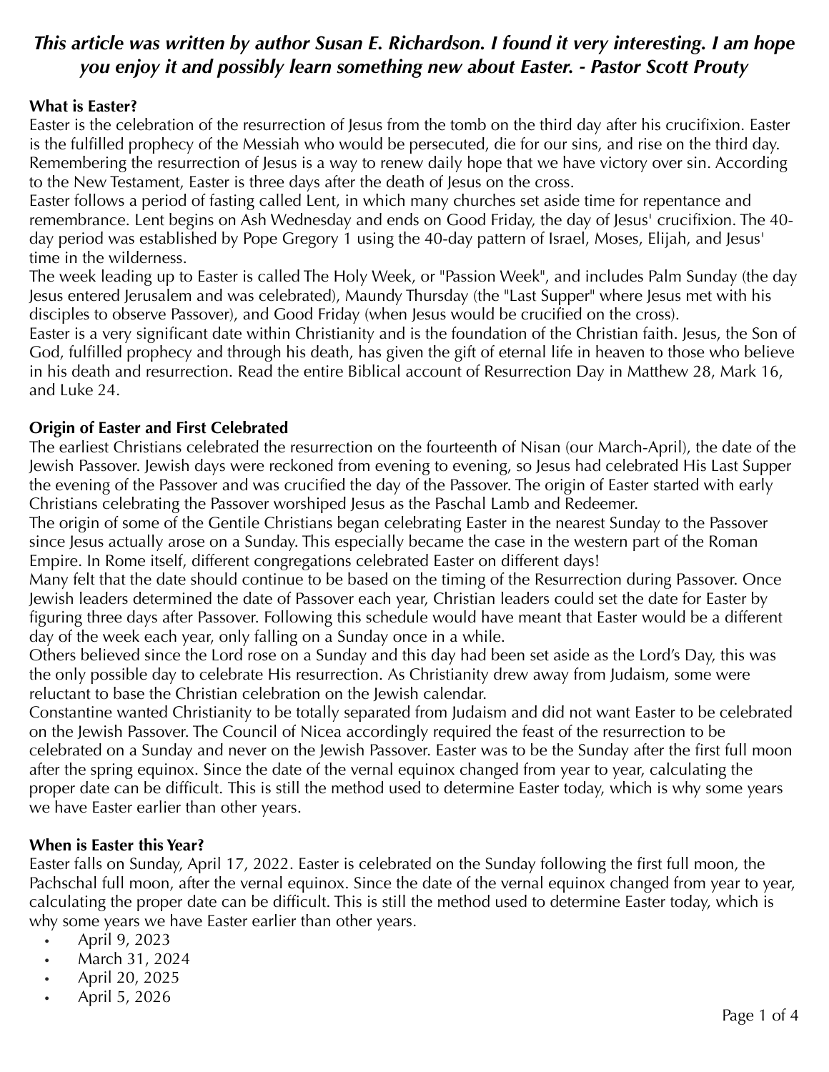***This article was written by author Susan E. Richardson. I found it very interesting. I am hope you enjoy it and possibly learn something new about Easter. - Pastor Scott Prouty***

**What is Easter?**

Easter is the celebration of the resurrection of Jesus from the tomb on the third day after his crucifixion. Easter is the fulfilled prophecy of the Messiah who would be persecuted, die for our sins, and rise on the third day. Remembering the resurrection of Jesus is a way to renew daily hope that we have victory over sin. According to the New Testament, Easter is three days after the death of Jesus on the cross.

Easter follows a period of fasting called Lent, in which many churches set aside time for repentance and remembrance. Lent begins on Ash Wednesday and ends on Good Friday, the day of Jesus' crucifixion. The 40-day period was established by Pope Gregory 1 using the 40-day pattern of Israel, Moses, Elijah, and Jesus' time in the wilderness.

The week leading up to Easter is called The Holy Week, or "Passion Week", and includes Palm Sunday (the day Jesus entered Jerusalem and was celebrated), Maundy Thursday (the "Last Supper" where Jesus met with his disciples to observe Passover), and Good Friday (when Jesus would be crucified on the cross).

Easter is a very significant date within Christianity and is the foundation of the Christian faith. Jesus, the Son of God, fulfilled prophecy and through his death, has given the gift of eternal life in heaven to those who believe in his death and resurrection. Read the entire Biblical account of Resurrection Day in Matthew 28, Mark 16, and Luke 24.

**Origin of Easter and First Celebrated**

The earliest Christians celebrated the resurrection on the fourteenth of Nisan (our March-April), the date of the Jewish Passover. Jewish days were reckoned from evening to evening, so Jesus had celebrated His Last Supper the evening of the Passover and was crucified the day of the Passover. The origin of Easter started with early Christians celebrating the Passover worshiped Jesus as the Paschal Lamb and Redeemer.

The origin of some of the Gentile Christians began celebrating Easter in the nearest Sunday to the Passover since Jesus actually arose on a Sunday. This especially became the case in the western part of the Roman Empire. In Rome itself, different congregations celebrated Easter on different days!

Many felt that the date should continue to be based on the timing of the Resurrection during Passover. Once Jewish leaders determined the date of Passover each year, Christian leaders could set the date for Easter by figuring three days after Passover. Following this schedule would have meant that Easter would be a different day of the week each year, only falling on a Sunday once in a while.

Others believed since the Lord rose on a Sunday and this day had been set aside as the Lord's Day, this was the only possible day to celebrate His resurrection. As Christianity drew away from Judaism, some were reluctant to base the Christian celebration on the Jewish calendar.

Constantine wanted Christianity to be totally separated from Judaism and did not want Easter to be celebrated on the Jewish Passover. The Council of Nicea accordingly required the feast of the resurrection to be celebrated on a Sunday and never on the Jewish Passover. Easter was to be the Sunday after the first full moon after the spring equinox. Since the date of the vernal equinox changed from year to year, calculating the proper date can be difficult. This is still the method used to determine Easter today, which is why some years we have Easter earlier than other years.

**When is Easter this Year?**

Easter falls on Sunday, April 17, 2022. Easter is celebrated on the Sunday following the first full moon, the Pachschal full moon, after the vernal equinox. Since the date of the vernal equinox changed from year to year, calculating the proper date can be difficult. This is still the method used to determine Easter today, which is why some years we have Easter earlier than other years.

- April 9, 2023
- March 31, 2024
- April 20, 2025
- April 5, 2026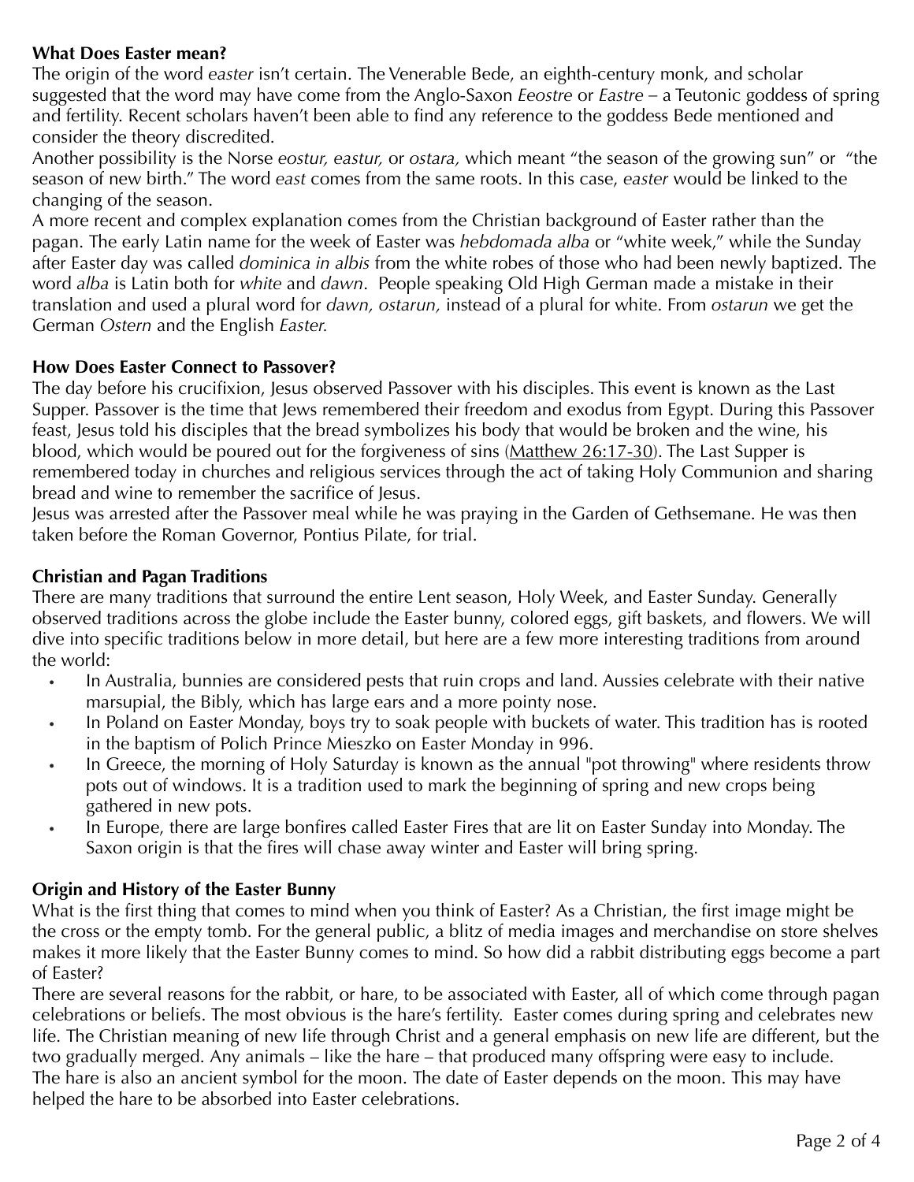**What Does Easter mean?**

The origin of the word *easter* isn't certain. The Venerable Bede, an eighth-century monk, and scholar suggested that the word may have come from the Anglo-Saxon *Eeostre* or *Eastre* – a Teutonic goddess of spring and fertility. Recent scholars haven't been able to find any reference to the goddess Bede mentioned and consider the theory discredited.

Another possibility is the Norse *eostur, eastur,* or *ostara,* which meant "the season of the growing sun" or "the season of new birth." The word *east* comes from the same roots. In this case, *easter* would be linked to the changing of the season.

A more recent and complex explanation comes from the Christian background of Easter rather than the pagan. The early Latin name for the week of Easter was *hebdomada alba* or "white week," while the Sunday after Easter day was called *dominica in albis* from the white robes of those who had been newly baptized. The word *alba* is Latin both for *white* and *dawn*. People speaking Old High German made a mistake in their translation and used a plural word for *dawn, ostarun,* instead of a plural for white. From *ostarun* we get the German *Ostern* and the English *Easter*.

**How Does Easter Connect to Passover?**

The day before his crucifixion, Jesus observed Passover with his disciples. This event is known as the Last Supper. Passover is the time that Jews remembered their freedom and exodus from Egypt. During this Passover feast, Jesus told his disciples that the bread symbolizes his body that would be broken and the wine, his blood, which would be poured out for the forgiveness of sins (Matthew 26:17-30). The Last Supper is remembered today in churches and religious services through the act of taking Holy Communion and sharing bread and wine to remember the sacrifice of Jesus.

Jesus was arrested after the Passover meal while he was praying in the Garden of Gethsemane. He was then taken before the Roman Governor, Pontius Pilate, for trial.

**Christian and Pagan Traditions**

There are many traditions that surround the entire Lent season, Holy Week, and Easter Sunday. Generally observed traditions across the globe include the Easter bunny, colored eggs, gift baskets, and flowers. We will dive into specific traditions below in more detail, but here are a few more interesting traditions from around the world:

- In Australia, bunnies are considered pests that ruin crops and land. Aussies celebrate with their native marsupial, the Bibly, which has large ears and a more pointy nose.
- In Poland on Easter Monday, boys try to soak people with buckets of water. This tradition has is rooted in the baptism of Polich Prince Mieszko on Easter Monday in 996.
- In Greece, the morning of Holy Saturday is known as the annual "pot throwing" where residents throw pots out of windows. It is a tradition used to mark the beginning of spring and new crops being gathered in new pots.
- In Europe, there are large bonfires called Easter Fires that are lit on Easter Sunday into Monday. The Saxon origin is that the fires will chase away winter and Easter will bring spring.

**Origin and History of the Easter Bunny**

What is the first thing that comes to mind when you think of Easter? As a Christian, the first image might be the cross or the empty tomb. For the general public, a blitz of media images and merchandise on store shelves makes it more likely that the Easter Bunny comes to mind. So how did a rabbit distributing eggs become a part of Easter?

There are several reasons for the rabbit, or hare, to be associated with Easter, all of which come through pagan celebrations or beliefs. The most obvious is the hare's fertility. Easter comes during spring and celebrates new life. The Christian meaning of new life through Christ and a general emphasis on new life are different, but the two gradually merged. Any animals – like the hare – that produced many offspring were easy to include.

The hare is also an ancient symbol for the moon. The date of Easter depends on the moon. This may have helped the hare to be absorbed into Easter celebrations.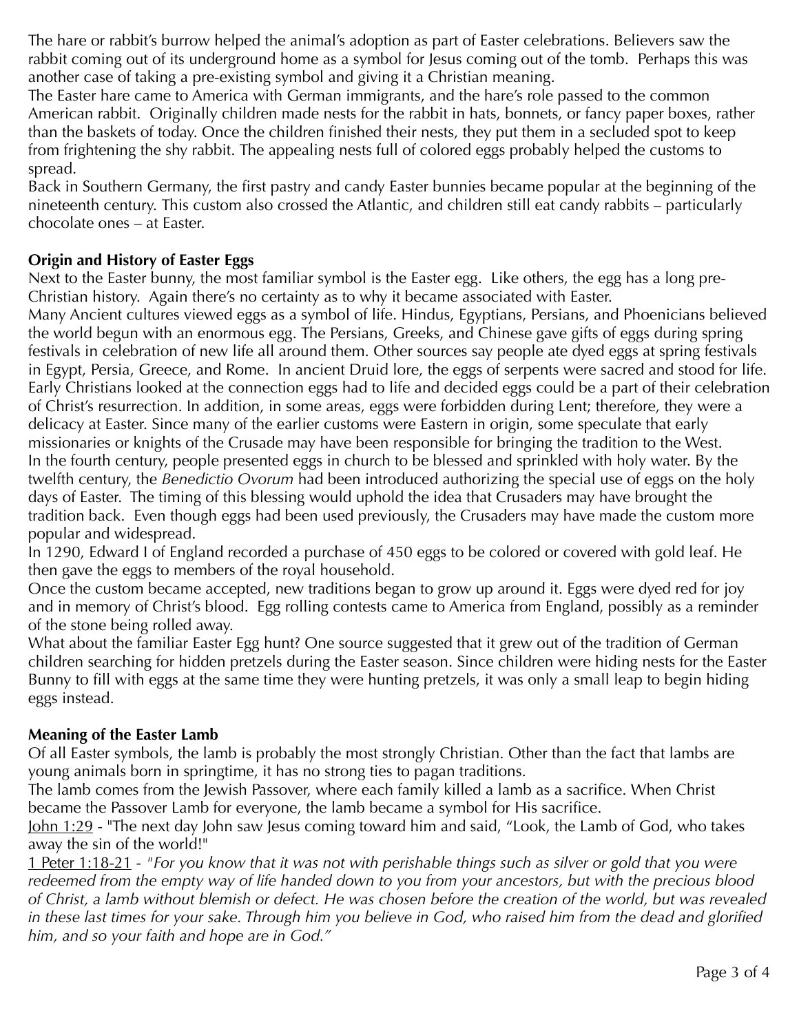The hare or rabbit's burrow helped the animal's adoption as part of Easter celebrations. Believers saw the rabbit coming out of its underground home as a symbol for Jesus coming out of the tomb. Perhaps this was another case of taking a pre-existing symbol and giving it a Christian meaning.

The Easter hare came to America with German immigrants, and the hare's role passed to the common American rabbit. Originally children made nests for the rabbit in hats, bonnets, or fancy paper boxes, rather than the baskets of today. Once the children finished their nests, they put them in a secluded spot to keep from frightening the shy rabbit. The appealing nests full of colored eggs probably helped the customs to spread.

Back in Southern Germany, the first pastry and candy Easter bunnies became popular at the beginning of the nineteenth century. This custom also crossed the Atlantic, and children still eat candy rabbits – particularly chocolate ones – at Easter.

**Origin and History of Easter Eggs**

Next to the Easter bunny, the most familiar symbol is the Easter egg. Like others, the egg has a long pre-Christian history. Again there's no certainty as to why it became associated with Easter.

Many Ancient cultures viewed eggs as a symbol of life. Hindus, Egyptians, Persians, and Phoenicians believed the world begun with an enormous egg. The Persians, Greeks, and Chinese gave gifts of eggs during spring festivals in celebration of new life all around them. Other sources say people ate dyed eggs at spring festivals in Egypt, Persia, Greece, and Rome. In ancient Druid lore, the eggs of serpents were sacred and stood for life. Early Christians looked at the connection eggs had to life and decided eggs could be a part of their celebration of Christ's resurrection. In addition, in some areas, eggs were forbidden during Lent; therefore, they were a delicacy at Easter. Since many of the earlier customs were Eastern in origin, some speculate that early missionaries or knights of the Crusade may have been responsible for bringing the tradition to the West.

In the fourth century, people presented eggs in church to be blessed and sprinkled with holy water. By the twelfth century, the *Benedictio Ovorum* had been introduced authorizing the special use of eggs on the holy days of Easter. The timing of this blessing would uphold the idea that Crusaders may have brought the tradition back. Even though eggs had been used previously, the Crusaders may have made the custom more popular and widespread.

In 1290, Edward I of England recorded a purchase of 450 eggs to be colored or covered with gold leaf. He then gave the eggs to members of the royal household.

Once the custom became accepted, new traditions began to grow up around it. Eggs were dyed red for joy and in memory of Christ's blood. Egg rolling contests came to America from England, possibly as a reminder of the stone being rolled away.

What about the familiar Easter Egg hunt? One source suggested that it grew out of the tradition of German children searching for hidden pretzels during the Easter season. Since children were hiding nests for the Easter Bunny to fill with eggs at the same time they were hunting pretzels, it was only a small leap to begin hiding eggs instead.

**Meaning of the Easter Lamb**

Of all Easter symbols, the lamb is probably the most strongly Christian. Other than the fact that lambs are young animals born in springtime, it has no strong ties to pagan traditions.

The lamb comes from the Jewish Passover, where each family killed a lamb as a sacrifice. When Christ became the Passover Lamb for everyone, the lamb became a symbol for His sacrifice.

John 1:29 - "The next day John saw Jesus coming toward him and said, "Look, the Lamb of God, who takes away the sin of the world!"

1 Peter 1:18-21 - *"For you know that it was not with perishable things such as silver or gold that you were redeemed from the empty way of life handed down to you from your ancestors, but with the precious blood of Christ, a lamb without blemish or defect. He was chosen before the creation of the world, but was revealed in these last times for your sake. Through him you believe in God, who raised him from the dead and glorified him, and so your faith and hope are in God."*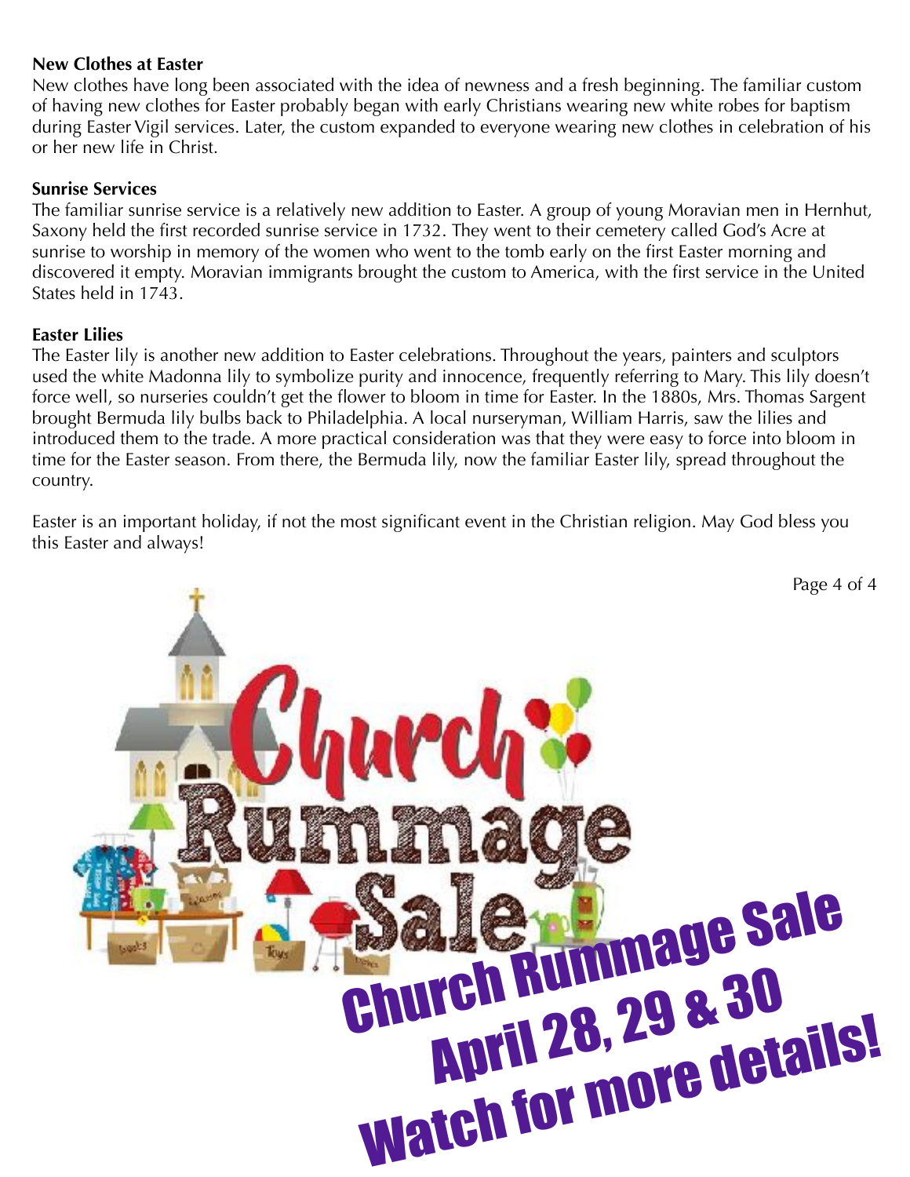**New Clothes at Easter**

New clothes have long been associated with the idea of newness and a fresh beginning. The familiar custom of having new clothes for Easter probably began with early Christians wearing new white robes for baptism during Easter Vigil services. Later, the custom expanded to everyone wearing new clothes in celebration of his or her new life in Christ.

**Sunrise Services**

The familiar sunrise service is a relatively new addition to Easter. A group of young Moravian men in Hernhut, Saxony held the first recorded sunrise service in 1732. They went to their cemetery called God's Acre at sunrise to worship in memory of the women who went to the tomb early on the first Easter morning and discovered it empty. Moravian immigrants brought the custom to America, with the first service in the United States held in 1743.

**Easter Lilies**

The Easter lily is another new addition to Easter celebrations. Throughout the years, painters and sculptors used the white Madonna lily to symbolize purity and innocence, frequently referring to Mary. This lily doesn't force well, so nurseries couldn't get the flower to bloom in time for Easter. In the 1880s, Mrs. Thomas Sargent brought Bermuda lily bulbs back to Philadelphia. A local nurseryman, William Harris, saw the lilies and introduced them to the trade. A more practical consideration was that they were easy to force into bloom in time for the Easter season. From there, the Bermuda lily, now the familiar Easter lily, spread throughout the country.

Easter is an important holiday, if not the most significant event in the Christian religion. May God bless you this Easter and always!

Church Rummage Sale

Church Rummage Sale

April 28, 29 & 30

Watch for more details!